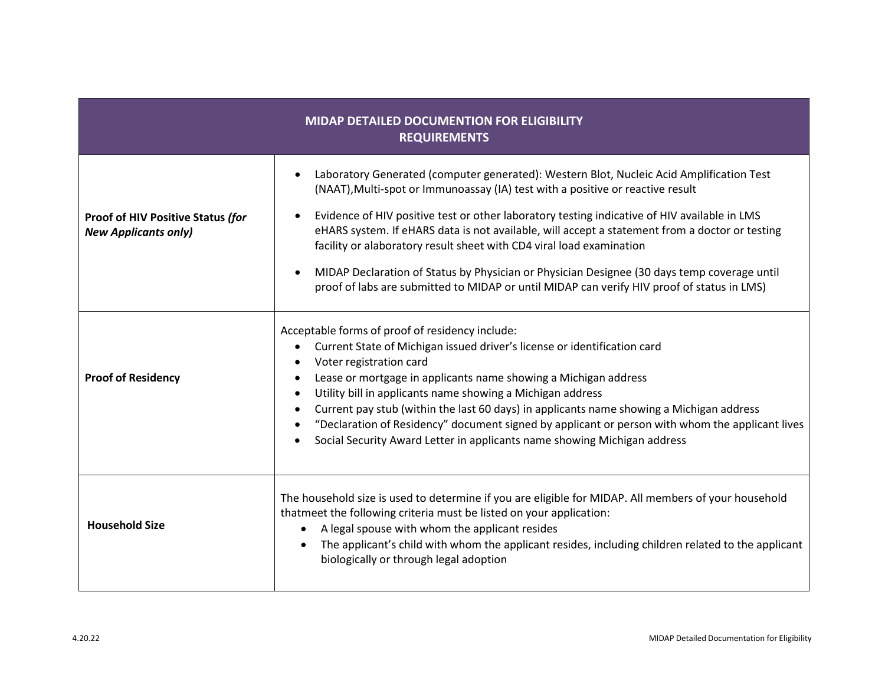| MIDAP DETAILED DOCUMENTION FOR ELIGIBILITY REQUIREMENTS | |
|---|---|
| **Proof of HIV Positive Status** ***(for New Applicants only)*** | • Laboratory Generated (computer generated): Western Blot, Nucleic Acid Amplification Test (NAAT),Multi-spot or Immunoassay (IA) test with a positive or reactive result<br>• Evidence of HIV positive test or other laboratory testing indicative of HIV available in LMS eHARS system. If eHARS data is not available, will accept a statement from a doctor or testing facility or alaboratory result sheet with CD4 viral load examination<br>• MIDAP Declaration of Status by Physician or Physician Designee (30 days temp coverage until proof of labs are submitted to MIDAP or until MIDAP can verify HIV proof of status in LMS) |
| **Proof of Residency** | Acceptable forms of proof of residency include:<br>• Current State of Michigan issued driver's license or identification card<br>• Voter registration card<br>• Lease or mortgage in applicants name showing a Michigan address<br>• Utility bill in applicants name showing a Michigan address<br>• Current pay stub (within the last 60 days) in applicants name showing a Michigan address<br>• "Declaration of Residency" document signed by applicant or person with whom the applicant lives<br>• Social Security Award Letter in applicants name showing Michigan address |
| **Household Size** | The household size is used to determine if you are eligible for MIDAP. All members of your household thatmeet the following criteria must be listed on your application:<br>• A legal spouse with whom the applicant resides<br>• The applicant's child with whom the applicant resides, including children related to the applicant biologically or through legal adoption |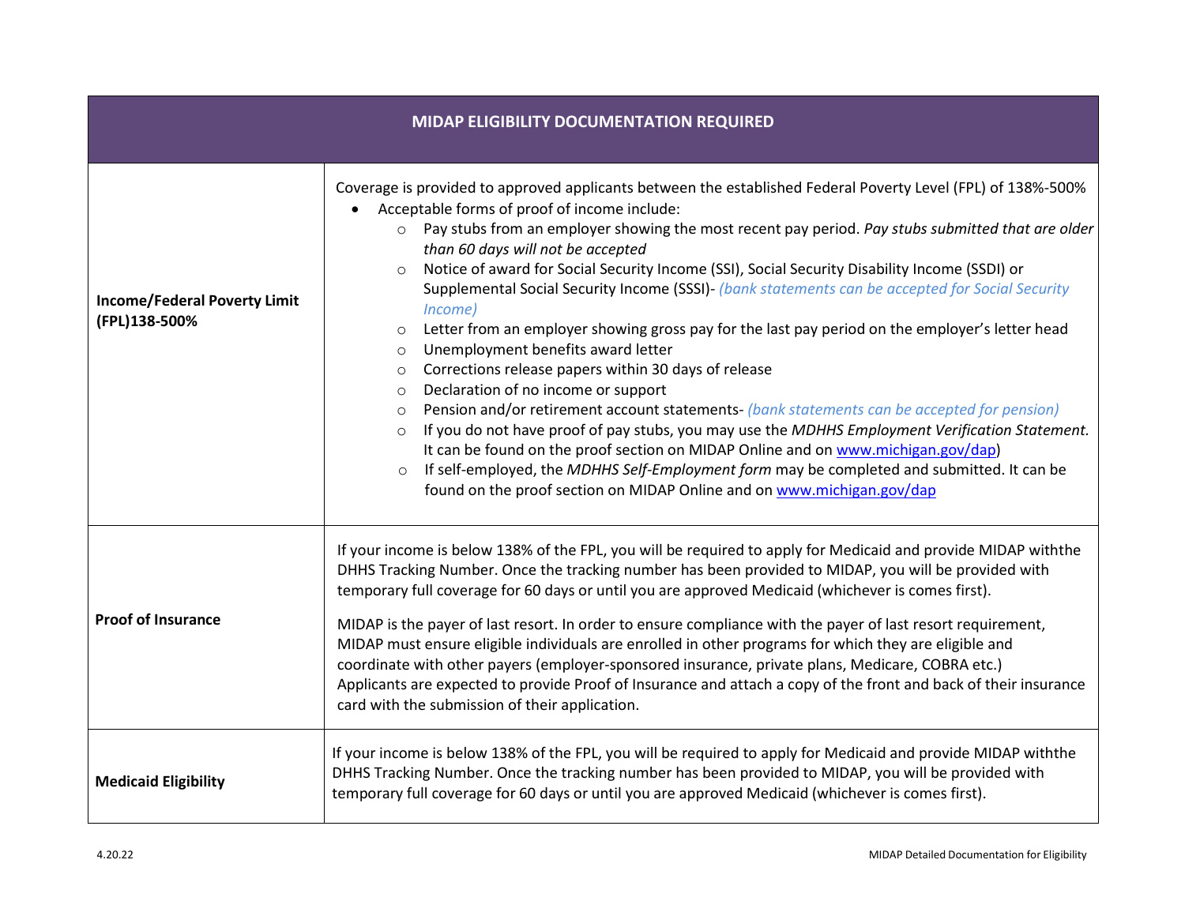| MIDAP ELIGIBILITY DOCUMENTATION REQUIRED | |
|---|---|
| **Income/Federal Poverty Limit (FPL)138-500%** | Coverage is provided to approved applicants between the established Federal Poverty Level (FPL) of 138%-500%<br>• Acceptable forms of proof of income include:<br>&nbsp;&nbsp;○ Pay stubs from an employer showing the most recent pay period. *Pay stubs submitted that are older than 60 days will not be accepted*<br>&nbsp;&nbsp;○ Notice of award for Social Security Income (SSI), Social Security Disability Income (SSDI) or Supplemental Social Security Income (SSSI)- *(bank statements can be accepted for Social Security Income)*<br>&nbsp;&nbsp;○ Letter from an employer showing gross pay for the last pay period on the employer's letter head<br>&nbsp;&nbsp;○ Unemployment benefits award letter<br>&nbsp;&nbsp;○ Corrections release papers within 30 days of release<br>&nbsp;&nbsp;○ Declaration of no income or support<br>&nbsp;&nbsp;○ Pension and/or retirement account statements- *(bank statements can be accepted for pension)*<br>&nbsp;&nbsp;○ If you do not have proof of pay stubs, you may use the *MDHHS Employment Verification Statement.* It can be found on the proof section on MIDAP Online and on [www.michigan.gov/dap](http://www.michigan.gov/dap))<br>&nbsp;&nbsp;○ If self-employed, the *MDHHS Self-Employment form* may be completed and submitted. It can be found on the proof section on MIDAP Online and on [www.michigan.gov/dap](http://www.michigan.gov/dap) |
| **Proof of Insurance** | If your income is below 138% of the FPL, you will be required to apply for Medicaid and provide MIDAP withthe DHHS Tracking Number. Once the tracking number has been provided to MIDAP, you will be provided with temporary full coverage for 60 days or until you are approved Medicaid (whichever is comes first).<br><br>MIDAP is the payer of last resort. In order to ensure compliance with the payer of last resort requirement, MIDAP must ensure eligible individuals are enrolled in other programs for which they are eligible and coordinate with other payers (employer-sponsored insurance, private plans, Medicare, COBRA etc.) Applicants are expected to provide Proof of Insurance and attach a copy of the front and back of their insurance card with the submission of their application. |
| **Medicaid Eligibility** | If your income is below 138% of the FPL, you will be required to apply for Medicaid and provide MIDAP withthe DHHS Tracking Number. Once the tracking number has been provided to MIDAP, you will be provided with temporary full coverage for 60 days or until you are approved Medicaid (whichever is comes first). |

4.20.22

MIDAP Detailed Documentation for Eligibility